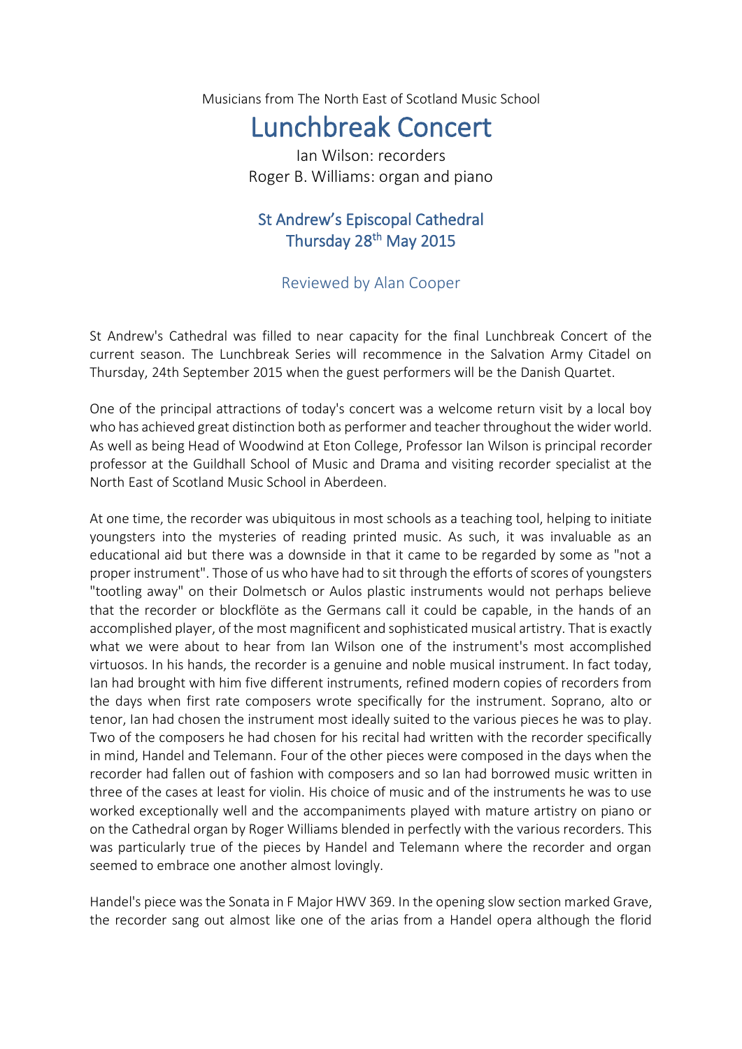Musicians from The North East of Scotland Music School

# Lunchbreak Concert

Ian Wilson: recorders
Roger B. Williams: organ and piano

## St Andrew's Episcopal Cathedral
## Thursday 28th May 2015

### Reviewed by Alan Cooper

St Andrew's Cathedral was filled to near capacity for the final Lunchbreak Concert of the current season. The Lunchbreak Series will recommence in the Salvation Army Citadel on Thursday, 24th September 2015 when the guest performers will be the Danish Quartet.

One of the principal attractions of today's concert was a welcome return visit by a local boy who has achieved great distinction both as performer and teacher throughout the wider world. As well as being Head of Woodwind at Eton College, Professor Ian Wilson is principal recorder professor at the Guildhall School of Music and Drama and visiting recorder specialist at the North East of Scotland Music School in Aberdeen.

At one time, the recorder was ubiquitous in most schools as a teaching tool, helping to initiate youngsters into the mysteries of reading printed music. As such, it was invaluable as an educational aid but there was a downside in that it came to be regarded by some as "not a proper instrument". Those of us who have had to sit through the efforts of scores of youngsters "tootling away" on their Dolmetsch or Aulos plastic instruments would not perhaps believe that the recorder or blockflöte as the Germans call it could be capable, in the hands of an accomplished player, of the most magnificent and sophisticated musical artistry. That is exactly what we were about to hear from Ian Wilson one of the instrument's most accomplished virtuosos. In his hands, the recorder is a genuine and noble musical instrument. In fact today, Ian had brought with him five different instruments, refined modern copies of recorders from the days when first rate composers wrote specifically for the instrument. Soprano, alto or tenor, Ian had chosen the instrument most ideally suited to the various pieces he was to play. Two of the composers he had chosen for his recital had written with the recorder specifically in mind, Handel and Telemann. Four of the other pieces were composed in the days when the recorder had fallen out of fashion with composers and so Ian had borrowed music written in three of the cases at least for violin. His choice of music and of the instruments he was to use worked exceptionally well and the accompaniments played with mature artistry on piano or on the Cathedral organ by Roger Williams blended in perfectly with the various recorders. This was particularly true of the pieces by Handel and Telemann where the recorder and organ seemed to embrace one another almost lovingly.

Handel's piece was the Sonata in F Major HWV 369. In the opening slow section marked Grave, the recorder sang out almost like one of the arias from a Handel opera although the florid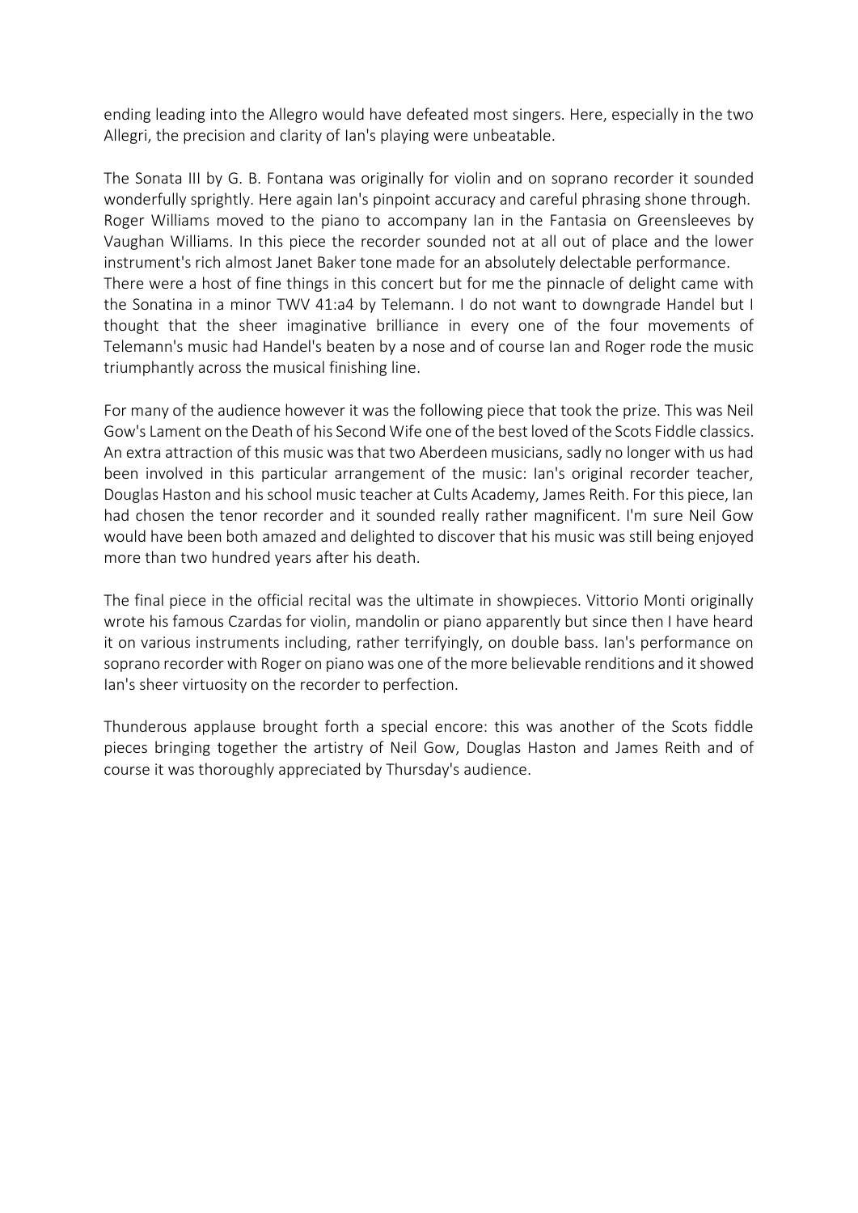ending leading into the Allegro would have defeated most singers. Here, especially in the two Allegri, the precision and clarity of Ian's playing were unbeatable.

The Sonata III by G. B. Fontana was originally for violin and on soprano recorder it sounded wonderfully sprightly. Here again Ian's pinpoint accuracy and careful phrasing shone through. Roger Williams moved to the piano to accompany Ian in the Fantasia on Greensleeves by Vaughan Williams. In this piece the recorder sounded not at all out of place and the lower instrument's rich almost Janet Baker tone made for an absolutely delectable performance. There were a host of fine things in this concert but for me the pinnacle of delight came with the Sonatina in a minor TWV 41:a4 by Telemann. I do not want to downgrade Handel but I thought that the sheer imaginative brilliance in every one of the four movements of Telemann's music had Handel's beaten by a nose and of course Ian and Roger rode the music triumphantly across the musical finishing line.

For many of the audience however it was the following piece that took the prize. This was Neil Gow's Lament on the Death of his Second Wife one of the best loved of the Scots Fiddle classics. An extra attraction of this music was that two Aberdeen musicians, sadly no longer with us had been involved in this particular arrangement of the music: Ian's original recorder teacher, Douglas Haston and his school music teacher at Cults Academy, James Reith. For this piece, Ian had chosen the tenor recorder and it sounded really rather magnificent. I'm sure Neil Gow would have been both amazed and delighted to discover that his music was still being enjoyed more than two hundred years after his death.

The final piece in the official recital was the ultimate in showpieces. Vittorio Monti originally wrote his famous Czardas for violin, mandolin or piano apparently but since then I have heard it on various instruments including, rather terrifyingly, on double bass. Ian's performance on soprano recorder with Roger on piano was one of the more believable renditions and it showed Ian's sheer virtuosity on the recorder to perfection.

Thunderous applause brought forth a special encore: this was another of the Scots fiddle pieces bringing together the artistry of Neil Gow, Douglas Haston and James Reith and of course it was thoroughly appreciated by Thursday's audience.